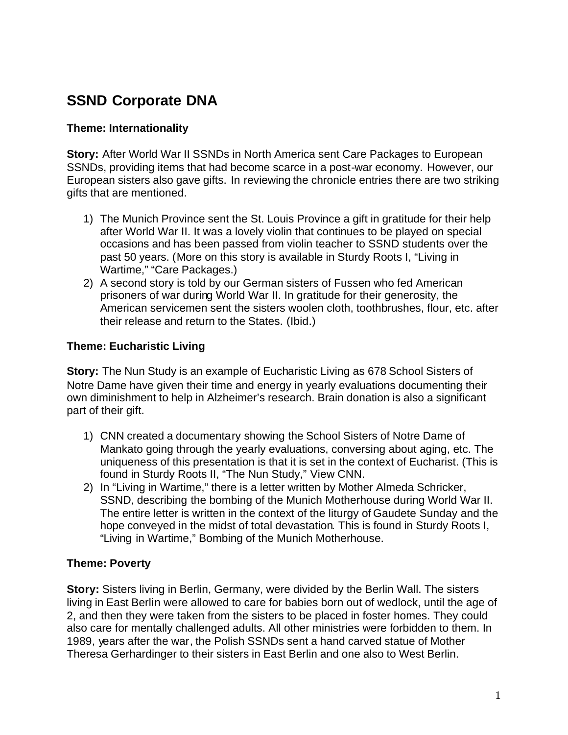# SSND Corporate DNA

**Theme: Internationality**

**Story:** After World War II SSNDs in North America sent Care Packages to European SSNDs, providing items that had become scarce in a post-war economy. However, our European sisters also gave gifts. In reviewing the chronicle entries there are two striking gifts that are mentioned.

1) The Munich Province sent the St. Louis Province a gift in gratitude for their help after World War II. It was a lovely violin that continues to be played on special occasions and has been passed from violin teacher to SSND students over the past 50 years. (More on this story is available in Sturdy Roots I, "Living in Wartime," "Care Packages.)
2) A second story is told by our German sisters of Fussen who fed American prisoners of war during World War II. In gratitude for their generosity, the American servicemen sent the sisters woolen cloth, toothbrushes, flour, etc. after their release and return to the States. (Ibid.)

**Theme: Eucharistic Living**

**Story:** The Nun Study is an example of Eucharistic Living as 678 School Sisters of Notre Dame have given their time and energy in yearly evaluations documenting their own diminishment to help in Alzheimer's research. Brain donation is also a significant part of their gift.

1) CNN created a documentary showing the School Sisters of Notre Dame of Mankato going through the yearly evaluations, conversing about aging, etc. The uniqueness of this presentation is that it is set in the context of Eucharist. (This is found in Sturdy Roots II, "The Nun Study," View CNN.
2) In "Living in Wartime," there is a letter written by Mother Almeda Schricker, SSND, describing the bombing of the Munich Motherhouse during World War II. The entire letter is written in the context of the liturgy of Gaudete Sunday and the hope conveyed in the midst of total devastation. This is found in Sturdy Roots I, "Living in Wartime," Bombing of the Munich Motherhouse.

**Theme: Poverty**

**Story:** Sisters living in Berlin, Germany, were divided by the Berlin Wall. The sisters living in East Berlin were allowed to care for babies born out of wedlock, until the age of 2, and then they were taken from the sisters to be placed in foster homes. They could also care for mentally challenged adults. All other ministries were forbidden to them. In 1989, years after the war, the Polish SSNDs sent a hand carved statue of Mother Theresa Gerhardinger to their sisters in East Berlin and one also to West Berlin.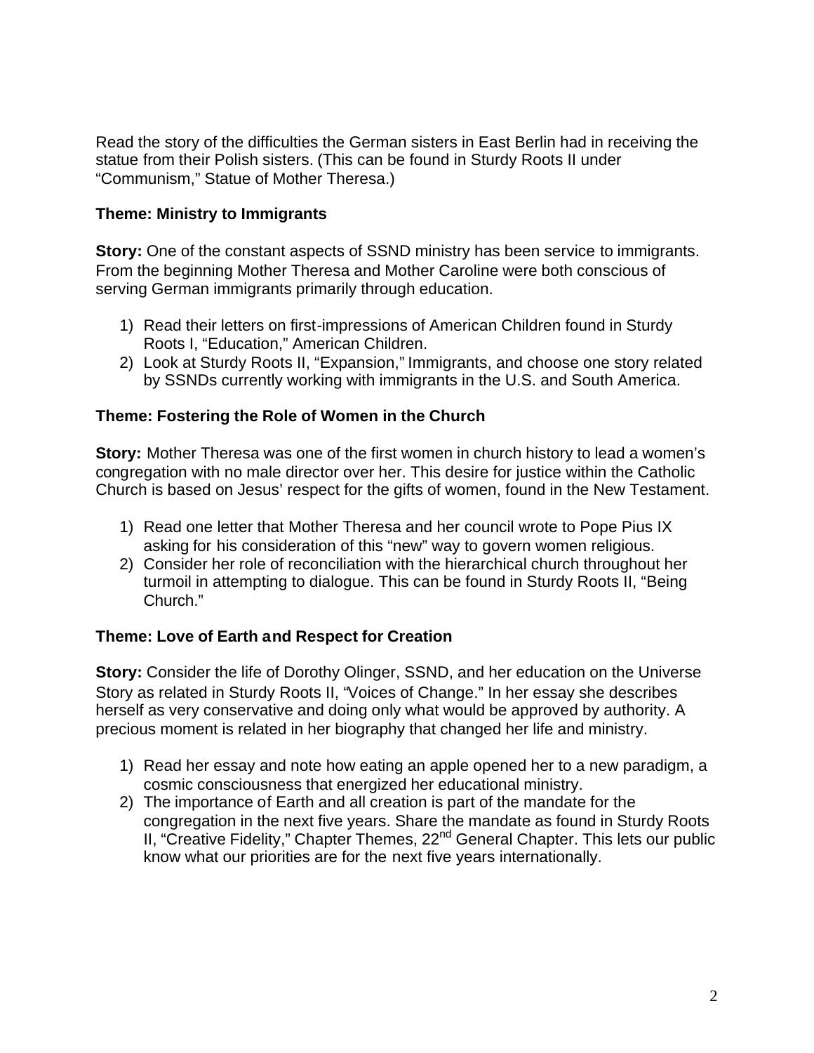Read the story of the difficulties the German sisters in East Berlin had in receiving the statue from their Polish sisters. (This can be found in Sturdy Roots II under "Communism," Statue of Mother Theresa.)

**Theme: Ministry to Immigrants**

**Story:** One of the constant aspects of SSND ministry has been service to immigrants. From the beginning Mother Theresa and Mother Caroline were both conscious of serving German immigrants primarily through education.

1) Read their letters on first-impressions of American Children found in Sturdy Roots I, "Education," American Children.
2) Look at Sturdy Roots II, "Expansion," Immigrants, and choose one story related by SSNDs currently working with immigrants in the U.S. and South America.

**Theme: Fostering the Role of Women in the Church**

**Story:** Mother Theresa was one of the first women in church history to lead a women's congregation with no male director over her. This desire for justice within the Catholic Church is based on Jesus' respect for the gifts of women, found in the New Testament.

1) Read one letter that Mother Theresa and her council wrote to Pope Pius IX asking for his consideration of this "new" way to govern women religious.
2) Consider her role of reconciliation with the hierarchical church throughout her turmoil in attempting to dialogue. This can be found in Sturdy Roots II, "Being Church."

**Theme: Love of Earth and Respect for Creation**

**Story:** Consider the life of Dorothy Olinger, SSND, and her education on the Universe Story as related in Sturdy Roots II, "Voices of Change." In her essay she describes herself as very conservative and doing only what would be approved by authority. A precious moment is related in her biography that changed her life and ministry.

1) Read her essay and note how eating an apple opened her to a new paradigm, a cosmic consciousness that energized her educational ministry.
2) The importance of Earth and all creation is part of the mandate for the congregation in the next five years. Share the mandate as found in Sturdy Roots II, "Creative Fidelity," Chapter Themes, 22nd General Chapter. This lets our public know what our priorities are for the next five years internationally.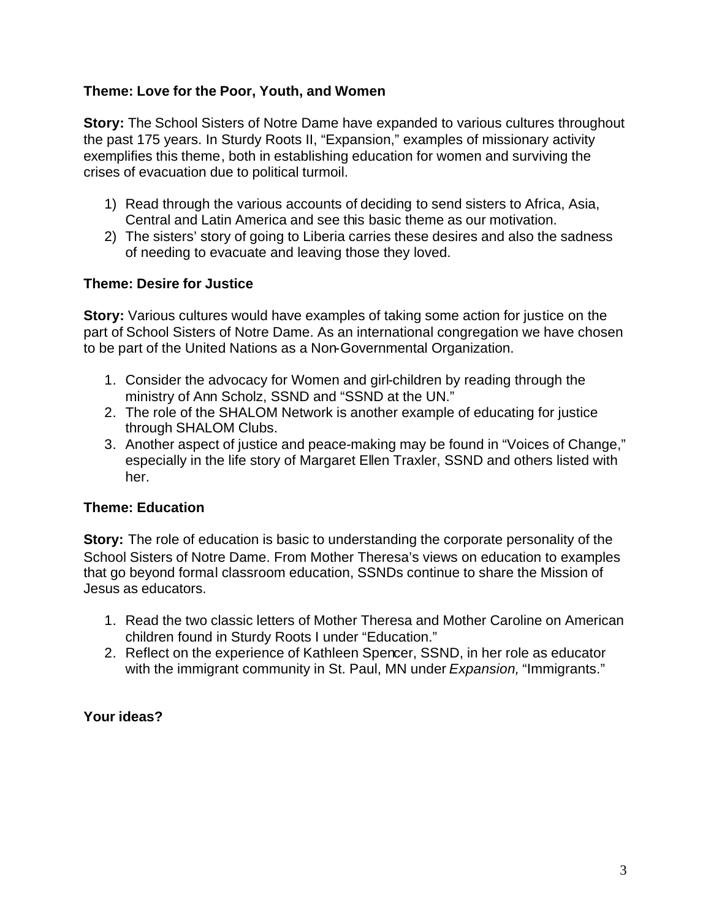**Theme: Love for the Poor, Youth, and Women**

**Story:** The School Sisters of Notre Dame have expanded to various cultures throughout the past 175 years. In Sturdy Roots II, "Expansion," examples of missionary activity exemplifies this theme, both in establishing education for women and surviving the crises of evacuation due to political turmoil.

1) Read through the various accounts of deciding to send sisters to Africa, Asia, Central and Latin America and see this basic theme as our motivation.
2) The sisters' story of going to Liberia carries these desires and also the sadness of needing to evacuate and leaving those they loved.

**Theme: Desire for Justice**

**Story:** Various cultures would have examples of taking some action for justice on the part of School Sisters of Notre Dame. As an international congregation we have chosen to be part of the United Nations as a Non-Governmental Organization.

1. Consider the advocacy for Women and girl-children by reading through the ministry of Ann Scholz, SSND and "SSND at the UN."
2. The role of the SHALOM Network is another example of educating for justice through SHALOM Clubs.
3. Another aspect of justice and peace-making may be found in "Voices of Change," especially in the life story of Margaret Ellen Traxler, SSND and others listed with her.

**Theme: Education**

**Story:** The role of education is basic to understanding the corporate personality of the School Sisters of Notre Dame. From Mother Theresa's views on education to examples that go beyond formal classroom education, SSNDs continue to share the Mission of Jesus as educators.

1. Read the two classic letters of Mother Theresa and Mother Caroline on American children found in Sturdy Roots I under "Education."
2. Reflect on the experience of Kathleen Spencer, SSND, in her role as educator with the immigrant community in St. Paul, MN under *Expansion,* "Immigrants."

**Your ideas?**